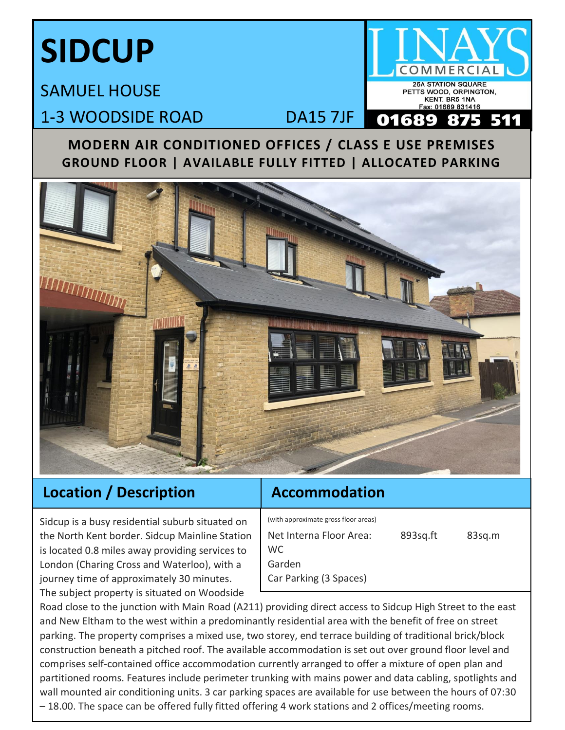# SIDCUP

SAMUEL HOUSE

1-3 WOODSIDE ROAD DA15 7JF

LINAYS COMMERCIAL

26A STATION SQUARE
PETTS WOOD, ORPINGTON,
KENT. BR5 1NA
Fax: 01689 831416

**01689 875 511**

**MODERN AIR CONDITIONED OFFICES / CLASS E USE PREMISES**
**GROUND FLOOR | AVAILABLE FULLY FITTED | ALLOCATED PARKING**

## Location / Description

Sidcup is a busy residential suburb situated on the North Kent border. Sidcup Mainline Station is located 0.8 miles away providing services to London (Charing Cross and Waterloo), with a journey time of approximately 30 minutes. The subject property is situated on Woodside Road close to the junction with Main Road (A211) providing direct access to Sidcup High Street to the east and New Eltham to the west within a predominantly residential area with the benefit of free on street parking. The property comprises a mixed use, two storey, end terrace building of traditional brick/block construction beneath a pitched roof. The available accommodation is set out over ground floor level and comprises self-contained office accommodation currently arranged to offer a mixture of open plan and partitioned rooms. Features include perimeter trunking with mains power and data cabling, spotlights and wall mounted air conditioning units. 3 car parking spaces are available for use between the hours of 07:30 – 18.00. The space can be offered fully fitted offering 4 work stations and 2 offices/meeting rooms.

## Accommodation

(with approximate gross floor areas)

| | | |
|---|---|---|
| Net Interna Floor Area: | 893sq.ft | 83sq.m |
| WC | | |
| Garden | | |
| Car Parking (3 Spaces) | | |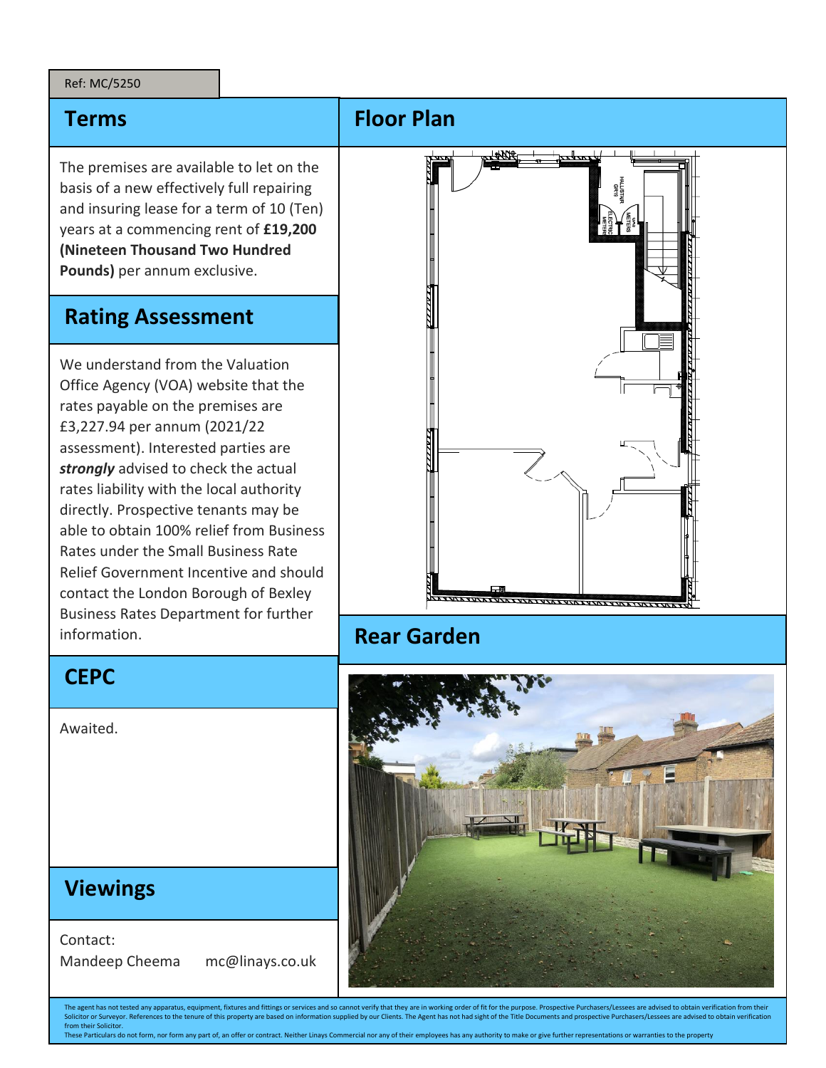Ref: MC/5250

## Terms

The premises are available to let on the basis of a new effectively full repairing and insuring lease for a term of 10 (Ten) years at a commencing rent of **£19,200 (Nineteen Thousand Two Hundred Pounds)** per annum exclusive.

## Rating Assessment

We understand from the Valuation Office Agency (VOA) website that the rates payable on the premises are £3,227.94 per annum (2021/22 assessment). Interested parties are ***strongly*** advised to check the actual rates liability with the local authority directly. Prospective tenants may be able to obtain 100% relief from Business Rates under the Small Business Rate Relief Government Incentive and should contact the London Borough of Bexley Business Rates Department for further information.

## CEPC

Awaited.

## Viewings

Contact:
Mandeep Cheema mc@linays.co.uk

## Floor Plan

HALL/STAIR GR18

GAS METERS

ELECTRIC METERS

## Rear Garden

The agent has not tested any apparatus, equipment, fixtures and fittings or services and so cannot verify that they are in working order of fit for the purpose. Prospective Purchasers/Lessees are advised to obtain verification from their Solicitor or Surveyor. References to the tenure of this property are based on information supplied by our Clients. The Agent has not had sight of the Title Documents and prospective Purchasers/Lessees are advised to obtain verification from their Solicitor.
These Particulars do not form, nor form any part of, an offer or contract. Neither Linays Commercial nor any of their employees has any authority to make or give further representations or warranties to the property